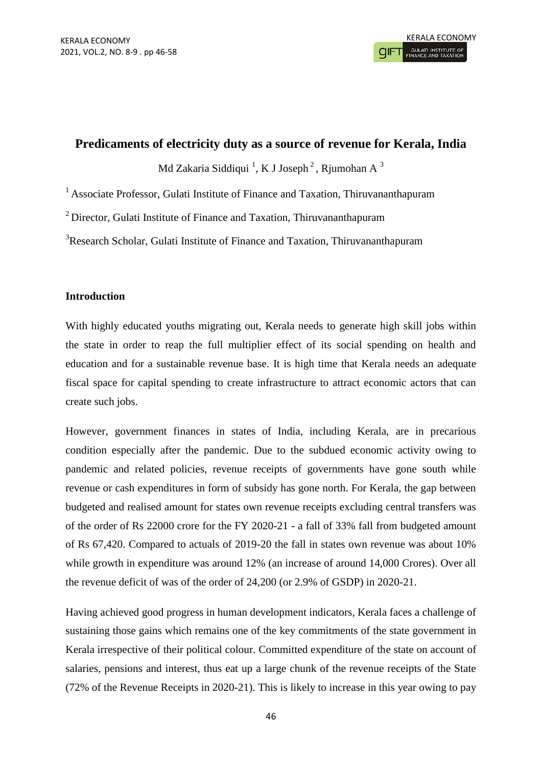# Predicaments of electricity duty as a source of revenue for Kerala, India

Md Zakaria Siddiqui [1], K J Joseph [2], Rjumohan A [3]

[1] Associate Professor, Gulati Institute of Finance and Taxation, Thiruvananthapuram

[2] Director, Gulati Institute of Finance and Taxation, Thiruvananthapuram

[3] Research Scholar, Gulati Institute of Finance and Taxation, Thiruvananthapuram

## Introduction

With highly educated youths migrating out, Kerala needs to generate high skill jobs within the state in order to reap the full multiplier effect of its social spending on health and education and for a sustainable revenue base. It is high time that Kerala needs an adequate fiscal space for capital spending to create infrastructure to attract economic actors that can create such jobs.

However, government finances in states of India, including Kerala, are in precarious condition especially after the pandemic. Due to the subdued economic activity owing to pandemic and related policies, revenue receipts of governments have gone south while revenue or cash expenditures in form of subsidy has gone north. For Kerala, the gap between budgeted and realised amount for states own revenue receipts excluding central transfers was of the order of Rs 22000 crore for the FY 2020-21 - a fall of 33% fall from budgeted amount of Rs 67,420. Compared to actuals of 2019-20 the fall in states own revenue was about 10% while growth in expenditure was around 12% (an increase of around 14,000 Crores). Over all the revenue deficit of was of the order of 24,200 (or 2.9% of GSDP) in 2020-21.

Having achieved good progress in human development indicators, Kerala faces a challenge of sustaining those gains which remains one of the key commitments of the state government in Kerala irrespective of their political colour. Committed expenditure of the state on account of salaries, pensions and interest, thus eat up a large chunk of the revenue receipts of the State (72% of the Revenue Receipts in 2020-21). This is likely to increase in this year owing to pay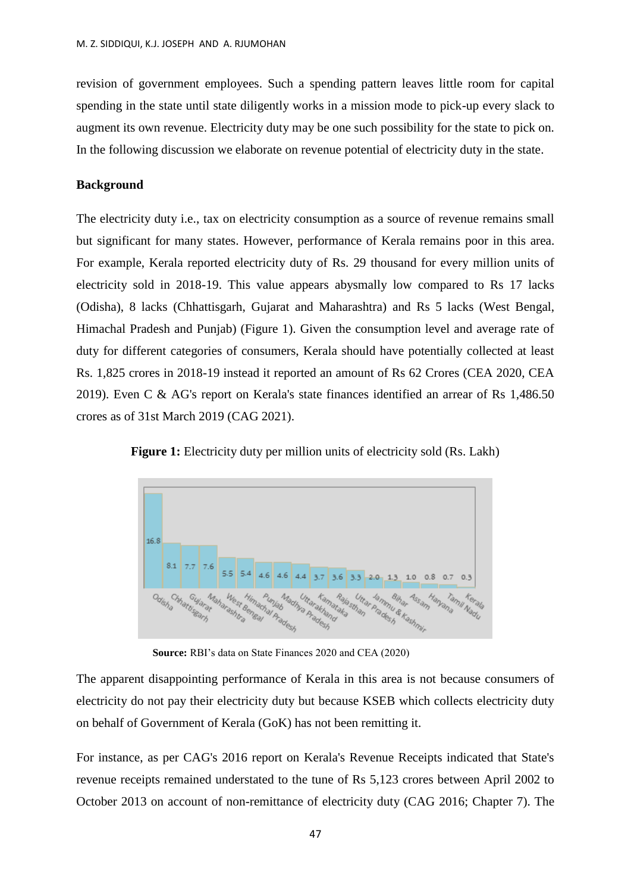revision of government employees. Such a spending pattern leaves little room for capital spending in the state until state diligently works in a mission mode to pick-up every slack to augment its own revenue. Electricity duty may be one such possibility for the state to pick on. In the following discussion we elaborate on revenue potential of electricity duty in the state.

**Background**

The electricity duty i.e., tax on electricity consumption as a source of revenue remains small but significant for many states. However, performance of Kerala remains poor in this area. For example, Kerala reported electricity duty of Rs. 29 thousand for every million units of electricity sold in 2018-19. This value appears abysmally low compared to Rs 17 lacks (Odisha), 8 lacks (Chhattisgarh, Gujarat and Maharashtra) and Rs 5 lacks (West Bengal, Himachal Pradesh and Punjab) (Figure 1). Given the consumption level and average rate of duty for different categories of consumers, Kerala should have potentially collected at least Rs. 1,825 crores in 2018-19 instead it reported an amount of Rs 62 Crores (CEA 2020, CEA 2019). Even C & AG's report on Kerala's state finances identified an arrear of Rs 1,486.50 crores as of 31st March 2019 (CAG 2021).

**Figure 1:** Electricity duty per million units of electricity sold (Rs. Lakh)

| State | Rs. Lakh |
|---|---|
| Odisha | 16.8 |
| Chhattisgarh | 8.1 |
| Gujarat | 7.7 |
| Maharashtra | 7.6 |
| West Bengal | 5.5 |
| Himachal Pradesh | 5.4 |
| Punjab | 4.6 |
| Madhya Pradesh | 4.6 |
| Uttarakhand | 4.4 |
| Karnataka | 3.7 |
| Rajasthan | 3.6 |
| Uttar Pradesh | 3.3 |
| Jammu & Kashmir | 2.0 |
| Bihar | 1.3 |
| Assam | 1.0 |
| Haryana | 0.8 |
| Tamil Nadu | 0.7 |
| Kerala | 0.3 |

**Source:** RBI's data on State Finances 2020 and CEA (2020)

The apparent disappointing performance of Kerala in this area is not because consumers of electricity do not pay their electricity duty but because KSEB which collects electricity duty on behalf of Government of Kerala (GoK) has not been remitting it.

For instance, as per CAG's 2016 report on Kerala's Revenue Receipts indicated that State's revenue receipts remained understated to the tune of Rs 5,123 crores between April 2002 to October 2013 on account of non-remittance of electricity duty (CAG 2016; Chapter 7). The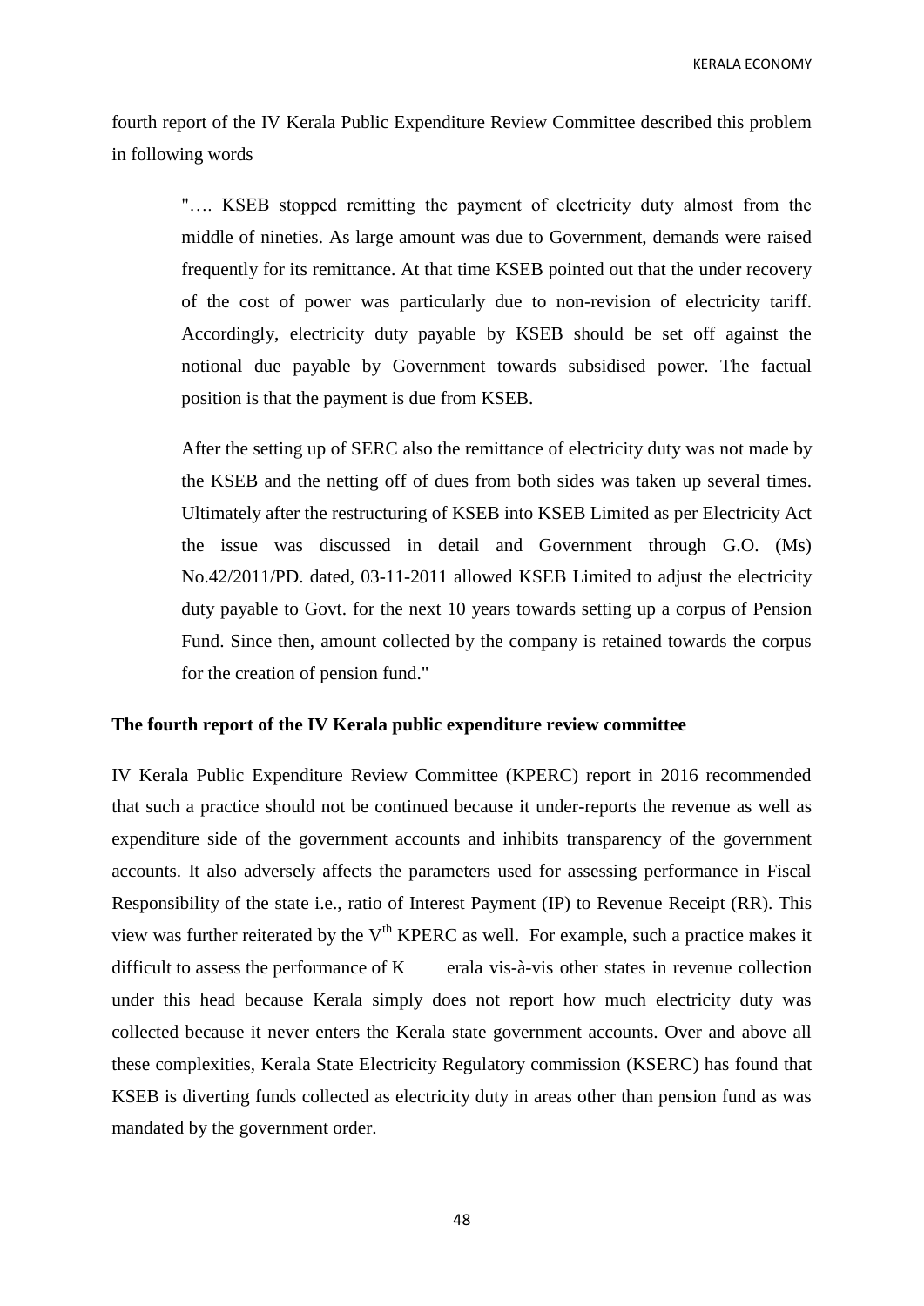fourth report of the IV Kerala Public Expenditure Review Committee described this problem in following words

> "…. KSEB stopped remitting the payment of electricity duty almost from the middle of nineties. As large amount was due to Government, demands were raised frequently for its remittance. At that time KSEB pointed out that the under recovery of the cost of power was particularly due to non-revision of electricity tariff. Accordingly, electricity duty payable by KSEB should be set off against the notional due payable by Government towards subsidised power. The factual position is that the payment is due from KSEB.
>
> After the setting up of SERC also the remittance of electricity duty was not made by the KSEB and the netting off of dues from both sides was taken up several times. Ultimately after the restructuring of KSEB into KSEB Limited as per Electricity Act the issue was discussed in detail and Government through G.O. (Ms) No.42/2011/PD. dated, 03-11-2011 allowed KSEB Limited to adjust the electricity duty payable to Govt. for the next 10 years towards setting up a corpus of Pension Fund. Since then, amount collected by the company is retained towards the corpus for the creation of pension fund."

**The fourth report of the IV Kerala public expenditure review committee**

IV Kerala Public Expenditure Review Committee (KPERC) report in 2016 recommended that such a practice should not be continued because it under-reports the revenue as well as expenditure side of the government accounts and inhibits transparency of the government accounts. It also adversely affects the parameters used for assessing performance in Fiscal Responsibility of the state i.e., ratio of Interest Payment (IP) to Revenue Receipt (RR). This view was further reiterated by the V$^{th}$ KPERC as well. For example, such a practice makes it difficult to assess the performance of K erala vis-à-vis other states in revenue collection under this head because Kerala simply does not report how much electricity duty was collected because it never enters the Kerala state government accounts. Over and above all these complexities, Kerala State Electricity Regulatory commission (KSERC) has found that KSEB is diverting funds collected as electricity duty in areas other than pension fund as was mandated by the government order.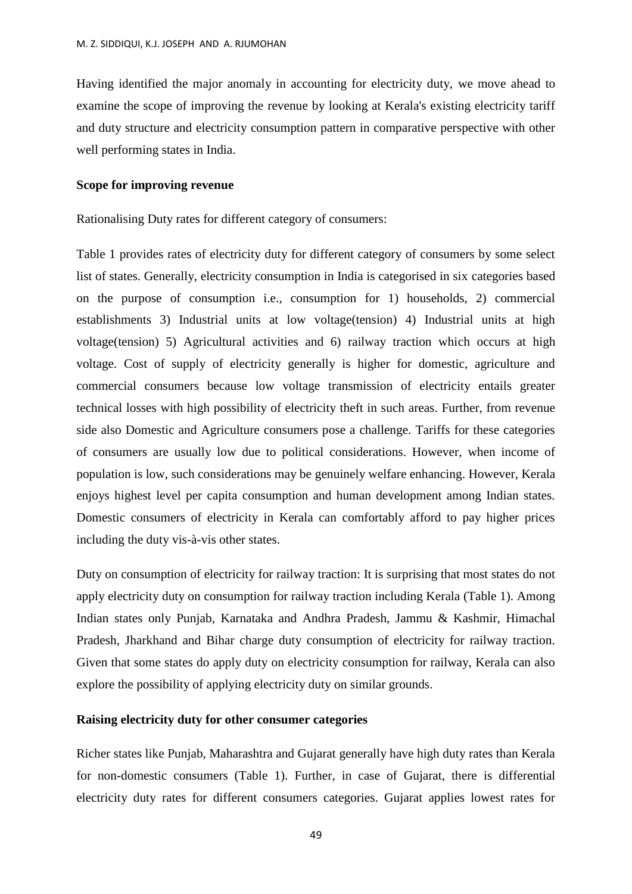Having identified the major anomaly in accounting for electricity duty, we move ahead to examine the scope of improving the revenue by looking at Kerala's existing electricity tariff and duty structure and electricity consumption pattern in comparative perspective with other well performing states in India.

**Scope for improving revenue**

Rationalising Duty rates for different category of consumers:

Table 1 provides rates of electricity duty for different category of consumers by some select list of states. Generally, electricity consumption in India is categorised in six categories based on the purpose of consumption i.e., consumption for 1) households, 2) commercial establishments 3) Industrial units at low voltage(tension) 4) Industrial units at high voltage(tension) 5) Agricultural activities and 6) railway traction which occurs at high voltage. Cost of supply of electricity generally is higher for domestic, agriculture and commercial consumers because low voltage transmission of electricity entails greater technical losses with high possibility of electricity theft in such areas. Further, from revenue side also Domestic and Agriculture consumers pose a challenge. Tariffs for these categories of consumers are usually low due to political considerations. However, when income of population is low, such considerations may be genuinely welfare enhancing. However, Kerala enjoys highest level per capita consumption and human development among Indian states. Domestic consumers of electricity in Kerala can comfortably afford to pay higher prices including the duty vis-à-vis other states.

Duty on consumption of electricity for railway traction: It is surprising that most states do not apply electricity duty on consumption for railway traction including Kerala (Table 1). Among Indian states only Punjab, Karnataka and Andhra Pradesh, Jammu & Kashmir, Himachal Pradesh, Jharkhand and Bihar charge duty consumption of electricity for railway traction. Given that some states do apply duty on electricity consumption for railway, Kerala can also explore the possibility of applying electricity duty on similar grounds.

**Raising electricity duty for other consumer categories**

Richer states like Punjab, Maharashtra and Gujarat generally have high duty rates than Kerala for non-domestic consumers (Table 1). Further, in case of Gujarat, there is differential electricity duty rates for different consumers categories. Gujarat applies lowest rates for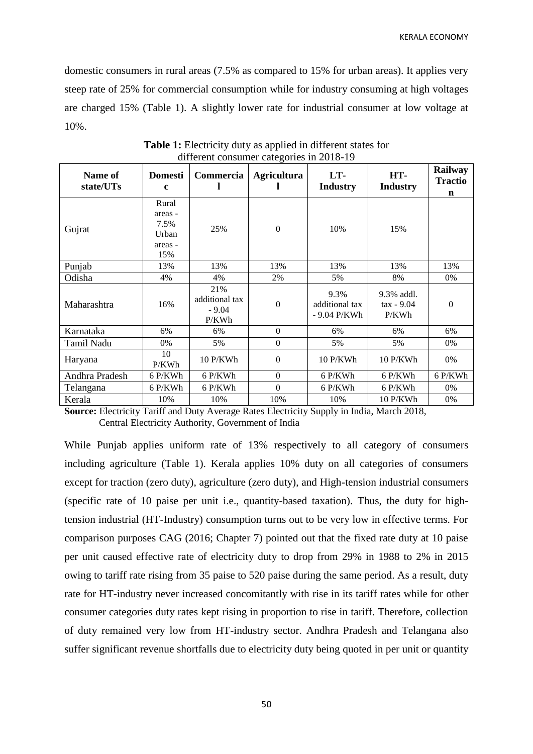domestic consumers in rural areas (7.5% as compared to 15% for urban areas). It applies very steep rate of 25% for commercial consumption while for industry consuming at high voltages are charged 15% (Table 1). A slightly lower rate for industrial consumer at low voltage at 10%.

**Table 1:** Electricity duty as applied in different states for different consumer categories in 2018-19

| Name of state/UTs | Domestic | Commercial | Agricultural | LT-Industry | HT-Industry | Railway Traction |
|---|---|---|---|---|---|---|
| Gujrat | Rural areas - 7.5% Urban areas - 15% | 25% | 0 | 10% | 15% | |
| Punjab | 13% | 13% | 13% | 13% | 13% | 13% |
| Odisha | 4% | 4% | 2% | 5% | 8% | 0% |
| Maharashtra | 16% | 21% additional tax - 9.04 P/KWh | 0 | 9.3% additional tax - 9.04 P/KWh | 9.3% addl. tax - 9.04 P/KWh | 0 |
| Karnataka | 6% | 6% | 0 | 6% | 6% | 6% |
| Tamil Nadu | 0% | 5% | 0 | 5% | 5% | 0% |
| Haryana | 10 P/KWh | 10 P/KWh | 0 | 10 P/KWh | 10 P/KWh | 0% |
| Andhra Pradesh | 6 P/KWh | 6 P/KWh | 0 | 6 P/KWh | 6 P/KWh | 6 P/KWh |
| Telangana | 6 P/KWh | 6 P/KWh | 0 | 6 P/KWh | 6 P/KWh | 0% |
| Kerala | 10% | 10% | 10% | 10% | 10 P/KWh | 0% |

**Source:** Electricity Tariff and Duty Average Rates Electricity Supply in India, March 2018, Central Electricity Authority, Government of India

While Punjab applies uniform rate of 13% respectively to all category of consumers including agriculture (Table 1). Kerala applies 10% duty on all categories of consumers except for traction (zero duty), agriculture (zero duty), and High-tension industrial consumers (specific rate of 10 paise per unit i.e., quantity-based taxation). Thus, the duty for high-tension industrial (HT-Industry) consumption turns out to be very low in effective terms. For comparison purposes CAG (2016; Chapter 7) pointed out that the fixed rate duty at 10 paise per unit caused effective rate of electricity duty to drop from 29% in 1988 to 2% in 2015 owing to tariff rate rising from 35 paise to 520 paise during the same period. As a result, duty rate for HT-industry never increased concomitantly with rise in its tariff rates while for other consumer categories duty rates kept rising in proportion to rise in tariff. Therefore, collection of duty remained very low from HT-industry sector. Andhra Pradesh and Telangana also suffer significant revenue shortfalls due to electricity duty being quoted in per unit or quantity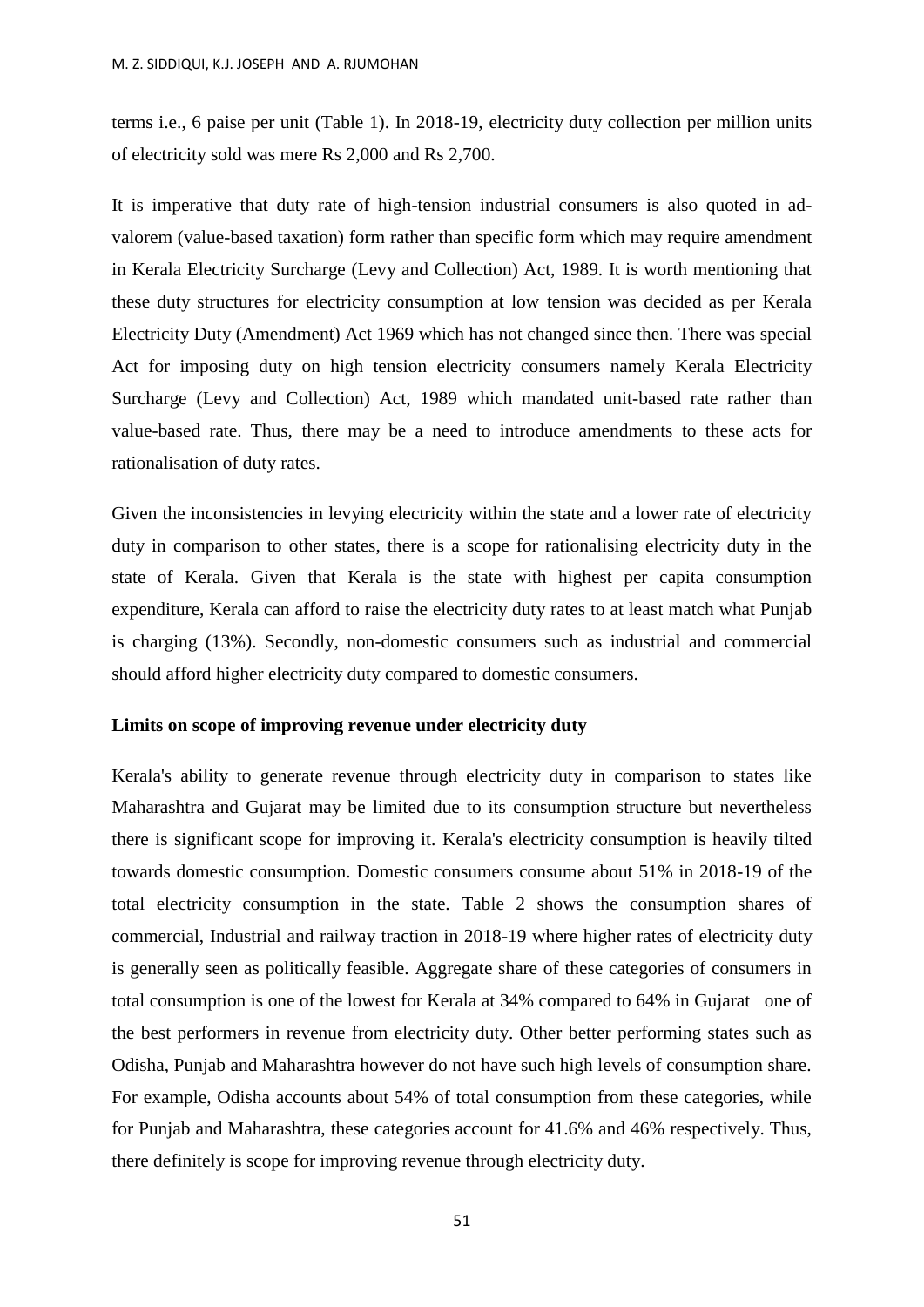terms i.e., 6 paise per unit (Table 1). In 2018-19, electricity duty collection per million units of electricity sold was mere Rs 2,000 and Rs 2,700.

It is imperative that duty rate of high-tension industrial consumers is also quoted in ad-valorem (value-based taxation) form rather than specific form which may require amendment in Kerala Electricity Surcharge (Levy and Collection) Act, 1989. It is worth mentioning that these duty structures for electricity consumption at low tension was decided as per Kerala Electricity Duty (Amendment) Act 1969 which has not changed since then. There was special Act for imposing duty on high tension electricity consumers namely Kerala Electricity Surcharge (Levy and Collection) Act, 1989 which mandated unit-based rate rather than value-based rate. Thus, there may be a need to introduce amendments to these acts for rationalisation of duty rates.

Given the inconsistencies in levying electricity within the state and a lower rate of electricity duty in comparison to other states, there is a scope for rationalising electricity duty in the state of Kerala. Given that Kerala is the state with highest per capita consumption expenditure, Kerala can afford to raise the electricity duty rates to at least match what Punjab is charging (13%). Secondly, non-domestic consumers such as industrial and commercial should afford higher electricity duty compared to domestic consumers.

**Limits on scope of improving revenue under electricity duty**

Kerala's ability to generate revenue through electricity duty in comparison to states like Maharashtra and Gujarat may be limited due to its consumption structure but nevertheless there is significant scope for improving it. Kerala's electricity consumption is heavily tilted towards domestic consumption. Domestic consumers consume about 51% in 2018-19 of the total electricity consumption in the state. Table 2 shows the consumption shares of commercial, Industrial and railway traction in 2018-19 where higher rates of electricity duty is generally seen as politically feasible. Aggregate share of these categories of consumers in total consumption is one of the lowest for Kerala at 34% compared to 64% in Gujarat one of the best performers in revenue from electricity duty. Other better performing states such as Odisha, Punjab and Maharashtra however do not have such high levels of consumption share. For example, Odisha accounts about 54% of total consumption from these categories, while for Punjab and Maharashtra, these categories account for 41.6% and 46% respectively. Thus, there definitely is scope for improving revenue through electricity duty.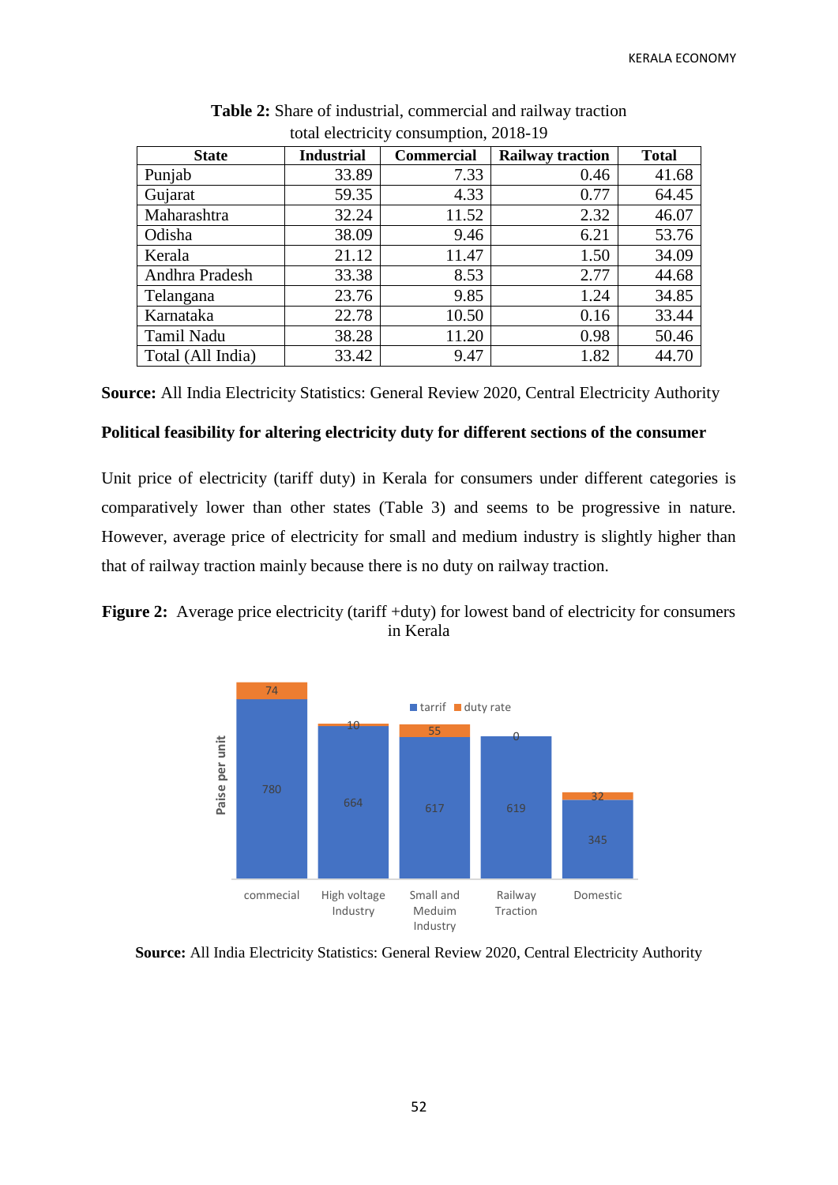**Table 2:** Share of industrial, commercial and railway traction total electricity consumption, 2018-19

| State | Industrial | Commercial | Railway traction | Total |
|---|---|---|---|---|
| Punjab | 33.89 | 7.33 | 0.46 | 41.68 |
| Gujarat | 59.35 | 4.33 | 0.77 | 64.45 |
| Maharashtra | 32.24 | 11.52 | 2.32 | 46.07 |
| Odisha | 38.09 | 9.46 | 6.21 | 53.76 |
| Kerala | 21.12 | 11.47 | 1.50 | 34.09 |
| Andhra Pradesh | 33.38 | 8.53 | 2.77 | 44.68 |
| Telangana | 23.76 | 9.85 | 1.24 | 34.85 |
| Karnataka | 22.78 | 10.50 | 0.16 | 33.44 |
| Tamil Nadu | 38.28 | 11.20 | 0.98 | 50.46 |
| Total (All India) | 33.42 | 9.47 | 1.82 | 44.70 |

**Source:** All India Electricity Statistics: General Review 2020, Central Electricity Authority

**Political feasibility for altering electricity duty for different sections of the consumer**

Unit price of electricity (tariff duty) in Kerala for consumers under different categories is comparatively lower than other states (Table 3) and seems to be progressive in nature. However, average price of electricity for small and medium industry is slightly higher than that of railway traction mainly because there is no duty on railway traction.

**Figure 2:** Average price electricity (tariff +duty) for lowest band of electricity for consumers in Kerala

| Paise per unit | commecial | High voltage Industry | Small and Meduim Industry | Railway Traction | Domestic |
|---|---|---|---|---|---|
| tarrif | 780 | 664 | 617 | 619 | 345 |
| duty rate | 74 | 10 | 55 | 0 | 32 |

**Source:** All India Electricity Statistics: General Review 2020, Central Electricity Authority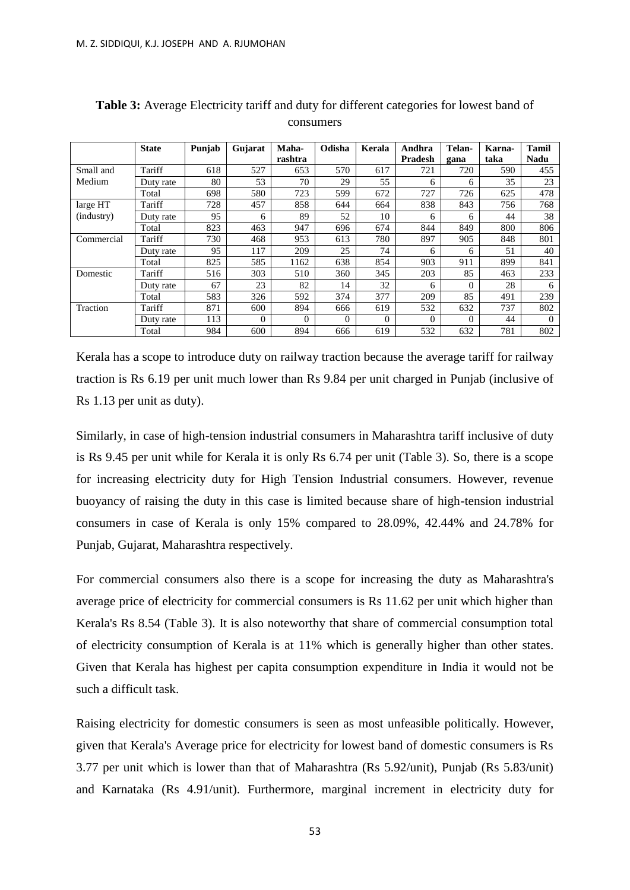**Table 3:** Average Electricity tariff and duty for different categories for lowest band of consumers

| | State | Punjab | Gujarat | Maha-rashtra | Odisha | Kerala | Andhra Pradesh | Telan-gana | Karna-taka | Tamil Nadu |
|---|---|---|---|---|---|---|---|---|---|---|
| Small and Medium | Tariff | 618 | 527 | 653 | 570 | 617 | 721 | 720 | 590 | 455 |
| | Duty rate | 80 | 53 | 70 | 29 | 55 | 6 | 6 | 35 | 23 |
| | Total | 698 | 580 | 723 | 599 | 672 | 727 | 726 | 625 | 478 |
| large HT (industry) | Tariff | 728 | 457 | 858 | 644 | 664 | 838 | 843 | 756 | 768 |
| | Duty rate | 95 | 6 | 89 | 52 | 10 | 6 | 6 | 44 | 38 |
| | Total | 823 | 463 | 947 | 696 | 674 | 844 | 849 | 800 | 806 |
| Commercial | Tariff | 730 | 468 | 953 | 613 | 780 | 897 | 905 | 848 | 801 |
| | Duty rate | 95 | 117 | 209 | 25 | 74 | 6 | 6 | 51 | 40 |
| | Total | 825 | 585 | 1162 | 638 | 854 | 903 | 911 | 899 | 841 |
| Domestic | Tariff | 516 | 303 | 510 | 360 | 345 | 203 | 85 | 463 | 233 |
| | Duty rate | 67 | 23 | 82 | 14 | 32 | 6 | 0 | 28 | 6 |
| | Total | 583 | 326 | 592 | 374 | 377 | 209 | 85 | 491 | 239 |
| Traction | Tariff | 871 | 600 | 894 | 666 | 619 | 532 | 632 | 737 | 802 |
| | Duty rate | 113 | 0 | 0 | 0 | 0 | 0 | 0 | 44 | 0 |
| | Total | 984 | 600 | 894 | 666 | 619 | 532 | 632 | 781 | 802 |

Kerala has a scope to introduce duty on railway traction because the average tariff for railway traction is Rs 6.19 per unit much lower than Rs 9.84 per unit charged in Punjab (inclusive of Rs 1.13 per unit as duty).

Similarly, in case of high-tension industrial consumers in Maharashtra tariff inclusive of duty is Rs 9.45 per unit while for Kerala it is only Rs 6.74 per unit (Table 3). So, there is a scope for increasing electricity duty for High Tension Industrial consumers. However, revenue buoyancy of raising the duty in this case is limited because share of high-tension industrial consumers in case of Kerala is only 15% compared to 28.09%, 42.44% and 24.78% for Punjab, Gujarat, Maharashtra respectively.

For commercial consumers also there is a scope for increasing the duty as Maharashtra's average price of electricity for commercial consumers is Rs 11.62 per unit which higher than Kerala's Rs 8.54 (Table 3). It is also noteworthy that share of commercial consumption total of electricity consumption of Kerala is at 11% which is generally higher than other states. Given that Kerala has highest per capita consumption expenditure in India it would not be such a difficult task.

Raising electricity for domestic consumers is seen as most unfeasible politically. However, given that Kerala's Average price for electricity for lowest band of domestic consumers is Rs 3.77 per unit which is lower than that of Maharashtra (Rs 5.92/unit), Punjab (Rs 5.83/unit) and Karnataka (Rs 4.91/unit). Furthermore, marginal increment in electricity duty for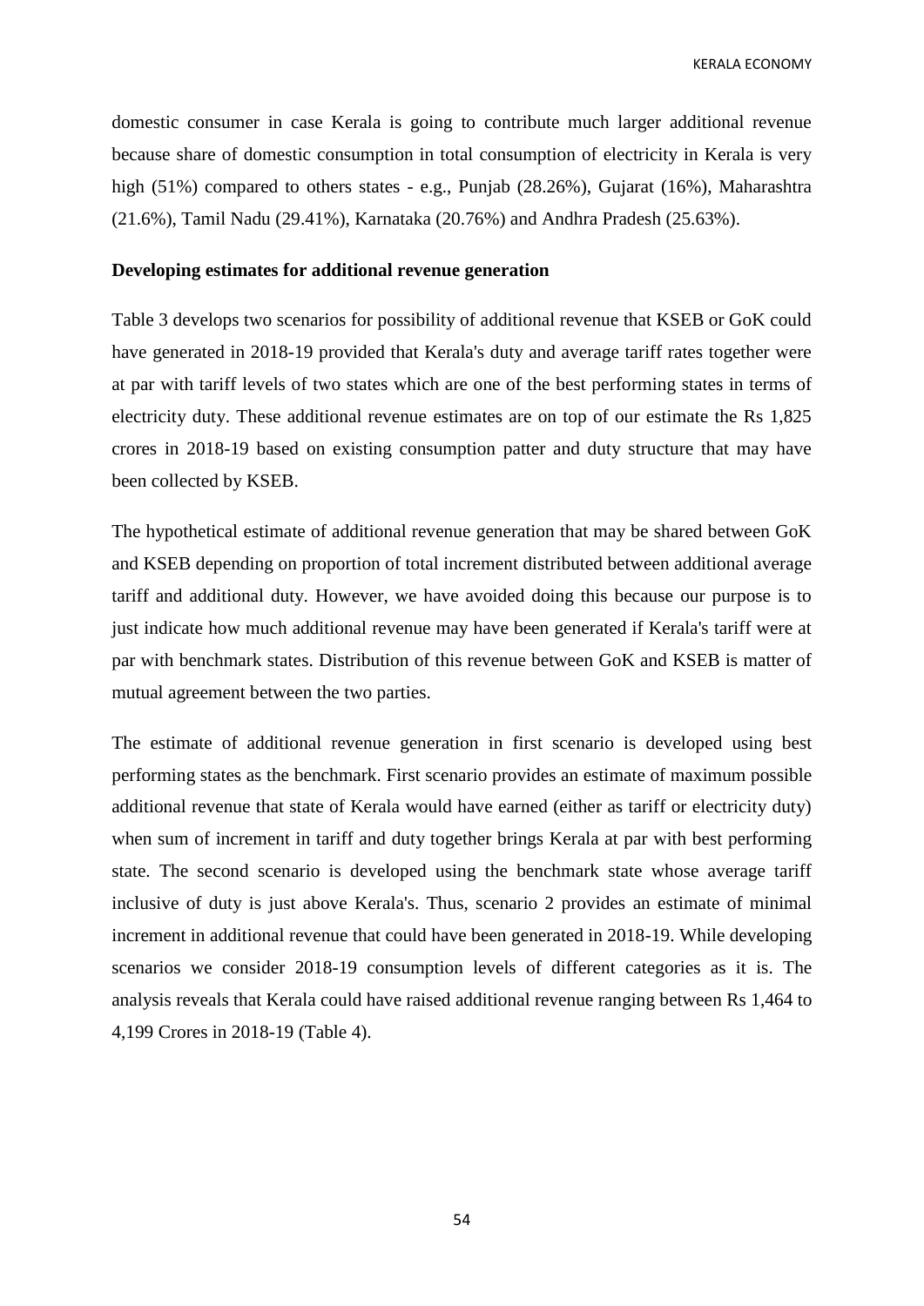domestic consumer in case Kerala is going to contribute much larger additional revenue because share of domestic consumption in total consumption of electricity in Kerala is very high (51%) compared to others states - e.g., Punjab (28.26%), Gujarat (16%), Maharashtra (21.6%), Tamil Nadu (29.41%), Karnataka (20.76%) and Andhra Pradesh (25.63%).

**Developing estimates for additional revenue generation**

Table 3 develops two scenarios for possibility of additional revenue that KSEB or GoK could have generated in 2018-19 provided that Kerala's duty and average tariff rates together were at par with tariff levels of two states which are one of the best performing states in terms of electricity duty. These additional revenue estimates are on top of our estimate the Rs 1,825 crores in 2018-19 based on existing consumption patter and duty structure that may have been collected by KSEB.

The hypothetical estimate of additional revenue generation that may be shared between GoK and KSEB depending on proportion of total increment distributed between additional average tariff and additional duty. However, we have avoided doing this because our purpose is to just indicate how much additional revenue may have been generated if Kerala's tariff were at par with benchmark states. Distribution of this revenue between GoK and KSEB is matter of mutual agreement between the two parties.

The estimate of additional revenue generation in first scenario is developed using best performing states as the benchmark. First scenario provides an estimate of maximum possible additional revenue that state of Kerala would have earned (either as tariff or electricity duty) when sum of increment in tariff and duty together brings Kerala at par with best performing state. The second scenario is developed using the benchmark state whose average tariff inclusive of duty is just above Kerala's. Thus, scenario 2 provides an estimate of minimal increment in additional revenue that could have been generated in 2018-19. While developing scenarios we consider 2018-19 consumption levels of different categories as it is. The analysis reveals that Kerala could have raised additional revenue ranging between Rs 1,464 to 4,199 Crores in 2018-19 (Table 4).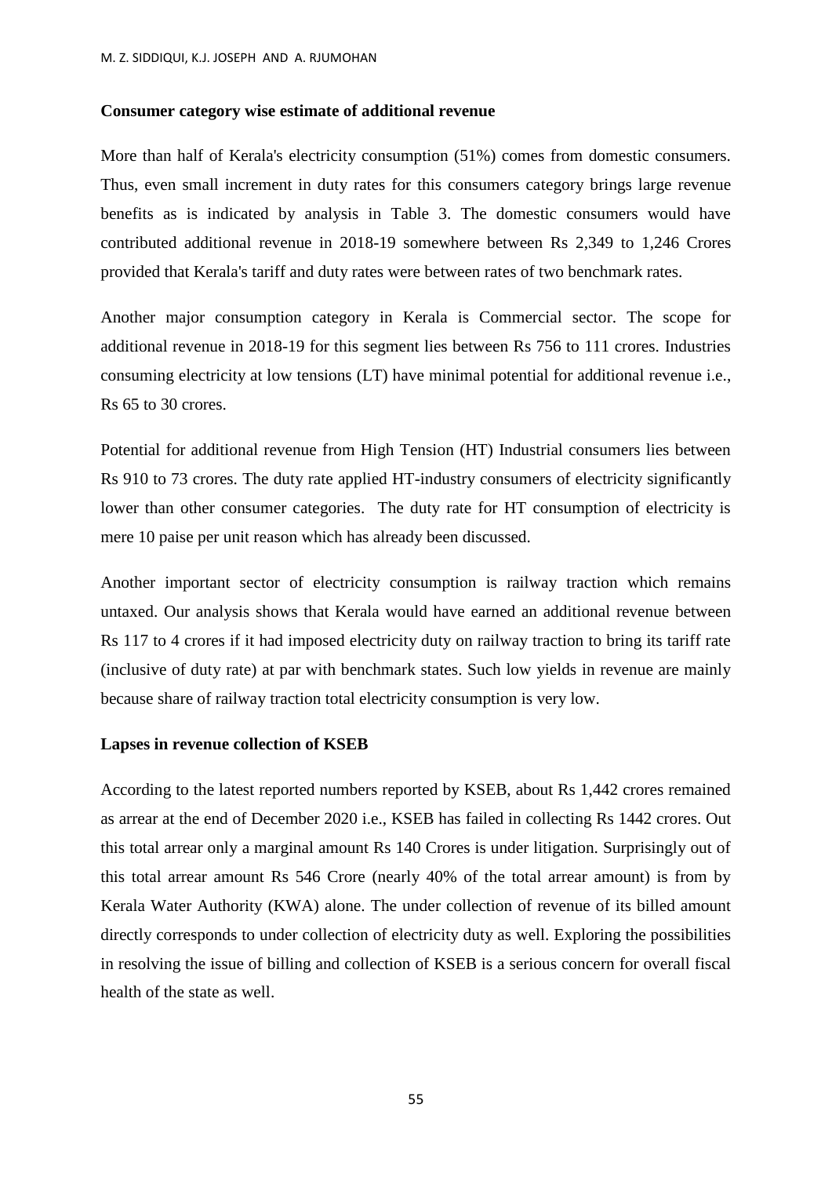**Consumer category wise estimate of additional revenue**

More than half of Kerala's electricity consumption (51%) comes from domestic consumers. Thus, even small increment in duty rates for this consumers category brings large revenue benefits as is indicated by analysis in Table 3. The domestic consumers would have contributed additional revenue in 2018-19 somewhere between Rs 2,349 to 1,246 Crores provided that Kerala's tariff and duty rates were between rates of two benchmark rates.

Another major consumption category in Kerala is Commercial sector. The scope for additional revenue in 2018-19 for this segment lies between Rs 756 to 111 crores. Industries consuming electricity at low tensions (LT) have minimal potential for additional revenue i.e., Rs 65 to 30 crores.

Potential for additional revenue from High Tension (HT) Industrial consumers lies between Rs 910 to 73 crores. The duty rate applied HT-industry consumers of electricity significantly lower than other consumer categories. The duty rate for HT consumption of electricity is mere 10 paise per unit reason which has already been discussed.

Another important sector of electricity consumption is railway traction which remains untaxed. Our analysis shows that Kerala would have earned an additional revenue between Rs 117 to 4 crores if it had imposed electricity duty on railway traction to bring its tariff rate (inclusive of duty rate) at par with benchmark states. Such low yields in revenue are mainly because share of railway traction total electricity consumption is very low.

**Lapses in revenue collection of KSEB**

According to the latest reported numbers reported by KSEB, about Rs 1,442 crores remained as arrear at the end of December 2020 i.e., KSEB has failed in collecting Rs 1442 crores. Out this total arrear only a marginal amount Rs 140 Crores is under litigation. Surprisingly out of this total arrear amount Rs 546 Crore (nearly 40% of the total arrear amount) is from by Kerala Water Authority (KWA) alone. The under collection of revenue of its billed amount directly corresponds to under collection of electricity duty as well. Exploring the possibilities in resolving the issue of billing and collection of KSEB is a serious concern for overall fiscal health of the state as well.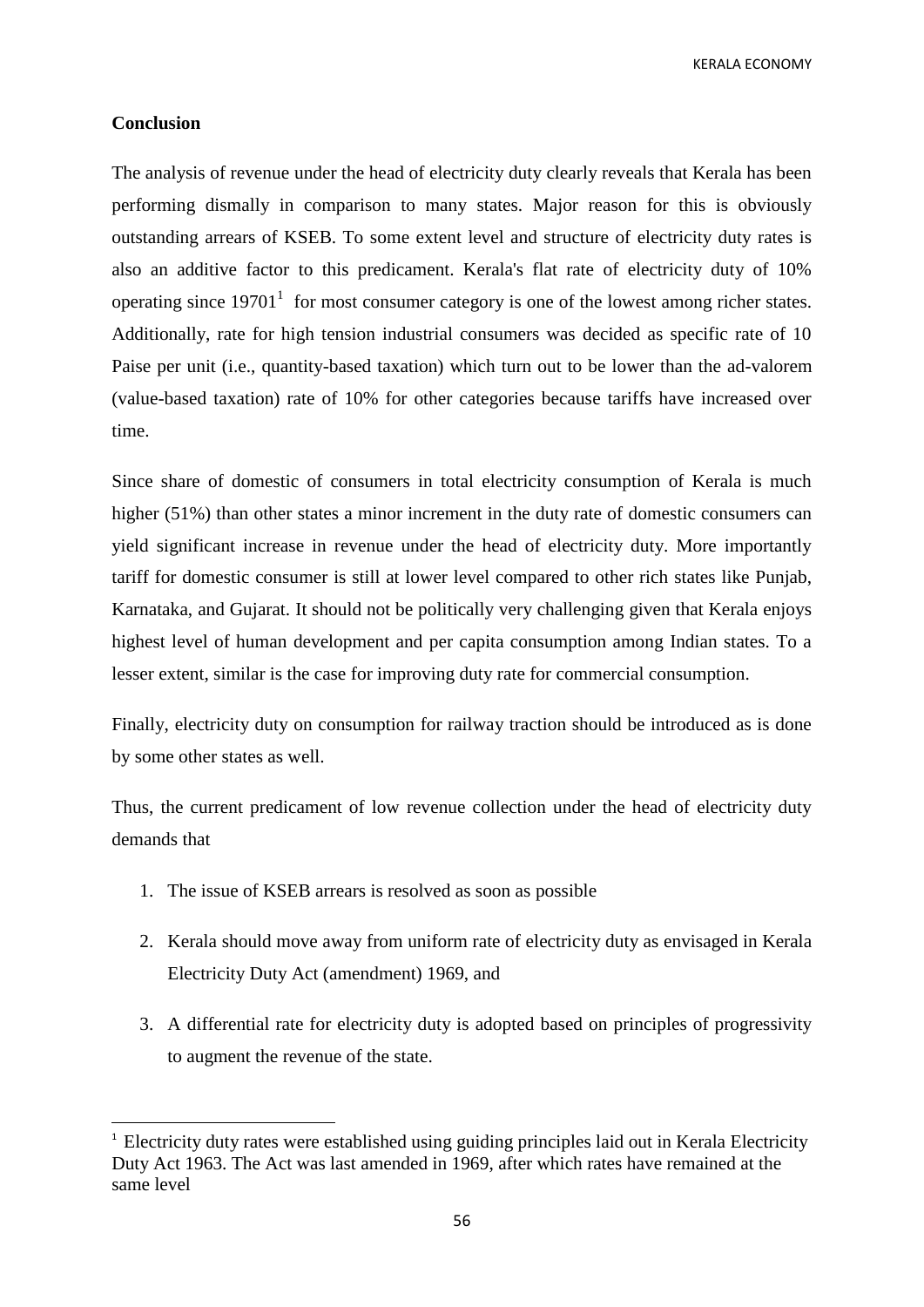**Conclusion**

The analysis of revenue under the head of electricity duty clearly reveals that Kerala has been performing dismally in comparison to many states. Major reason for this is obviously outstanding arrears of KSEB. To some extent level and structure of electricity duty rates is also an additive factor to this predicament. Kerala's flat rate of electricity duty of 10% operating since 19701[1] for most consumer category is one of the lowest among richer states. Additionally, rate for high tension industrial consumers was decided as specific rate of 10 Paise per unit (i.e., quantity-based taxation) which turn out to be lower than the ad-valorem (value-based taxation) rate of 10% for other categories because tariffs have increased over time.

Since share of domestic of consumers in total electricity consumption of Kerala is much higher (51%) than other states a minor increment in the duty rate of domestic consumers can yield significant increase in revenue under the head of electricity duty. More importantly tariff for domestic consumer is still at lower level compared to other rich states like Punjab, Karnataka, and Gujarat. It should not be politically very challenging given that Kerala enjoys highest level of human development and per capita consumption among Indian states. To a lesser extent, similar is the case for improving duty rate for commercial consumption.

Finally, electricity duty on consumption for railway traction should be introduced as is done by some other states as well.

Thus, the current predicament of low revenue collection under the head of electricity duty demands that

1. The issue of KSEB arrears is resolved as soon as possible
2. Kerala should move away from uniform rate of electricity duty as envisaged in Kerala Electricity Duty Act (amendment) 1969, and
3. A differential rate for electricity duty is adopted based on principles of progressivity to augment the revenue of the state.

---

[1] Electricity duty rates were established using guiding principles laid out in Kerala Electricity Duty Act 1963. The Act was last amended in 1969, after which rates have remained at the same level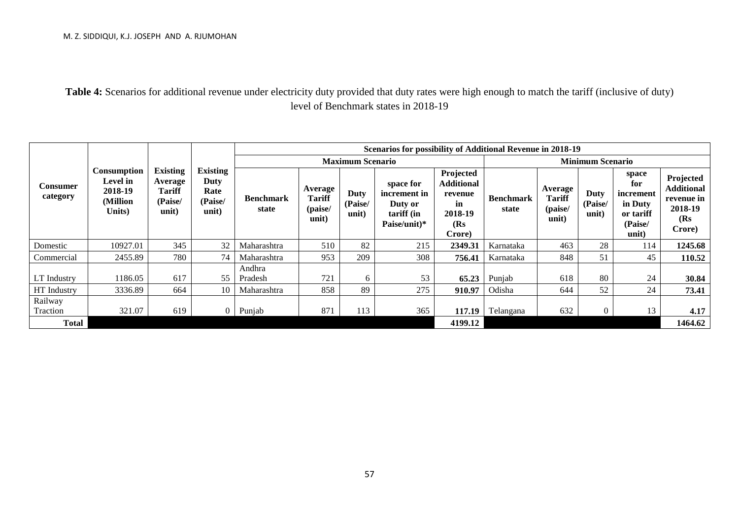**Table 4:** Scenarios for additional revenue under electricity duty provided that duty rates were high enough to match the tariff (inclusive of duty) level of Benchmark states in 2018-19

| Consumer category | Consumption Level in 2018-19 (Million Units) | Existing Average Tariff (Paise/ unit) | Existing Duty Rate (Paise/ unit) | Scenarios for possibility of Additional Revenue in 2018-19 | | | | | | | | | |
|---|---|---|---|---|---|---|---|---|---|---|---|---|---|
| | | | | Maximum Scenario | | | | | Minimum Scenario | | | | |
| | | | | Benchmark state | Average Tariff (paise/ unit) | Duty (Paise/ unit) | space for increment in Duty or tariff (in Paise/unit)* | Projected Additional revenue in 2018-19 (Rs Crore) | Benchmark state | Average Tariff (paise/ unit) | Duty (Paise/ unit) | space for increment in Duty or tariff (Paise/ unit) | Projected Additional revenue in 2018-19 (Rs Crore) |
| Domestic | 10927.01 | 345 | 32 | Maharashtra | 510 | 82 | 215 | **2349.31** | Karnataka | 463 | 28 | 114 | **1245.68** |
| Commercial | 2455.89 | 780 | 74 | Maharashtra | 953 | 209 | 308 | **756.41** | Karnataka | 848 | 51 | 45 | **110.52** |
| LT Industry | 1186.05 | 617 | 55 | Andhra Pradesh | 721 | 6 | 53 | **65.23** | Punjab | 618 | 80 | 24 | **30.84** |
| HT Industry | 3336.89 | 664 | 10 | Maharashtra | 858 | 89 | 275 | **910.97** | Odisha | 644 | 52 | 24 | **73.41** |
| Railway Traction | 321.07 | 619 | 0 | Punjab | 871 | 113 | 365 | **117.19** | Telangana | 632 | 0 | 13 | **4.17** |
| **Total** | | | | | | | | **4199.12** | | | | | **1464.62** |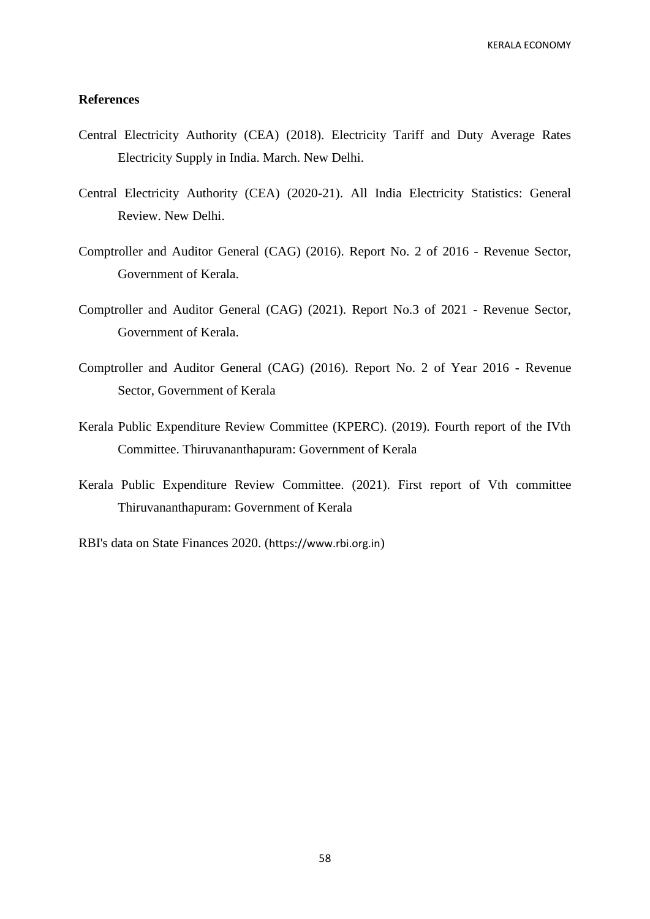## References

Central Electricity Authority (CEA) (2018). Electricity Tariff and Duty Average Rates Electricity Supply in India. March. New Delhi.

Central Electricity Authority (CEA) (2020-21). All India Electricity Statistics: General Review. New Delhi.

Comptroller and Auditor General (CAG) (2016). Report No. 2 of 2016 - Revenue Sector, Government of Kerala.

Comptroller and Auditor General (CAG) (2021). Report No.3 of 2021 - Revenue Sector, Government of Kerala.

Comptroller and Auditor General (CAG) (2016). Report No. 2 of Year 2016 - Revenue Sector, Government of Kerala

Kerala Public Expenditure Review Committee (KPERC). (2019). Fourth report of the IVth Committee. Thiruvananthapuram: Government of Kerala

Kerala Public Expenditure Review Committee. (2021). First report of Vth committee Thiruvananthapuram: Government of Kerala

RBI's data on State Finances 2020. (https://www.rbi.org.in)